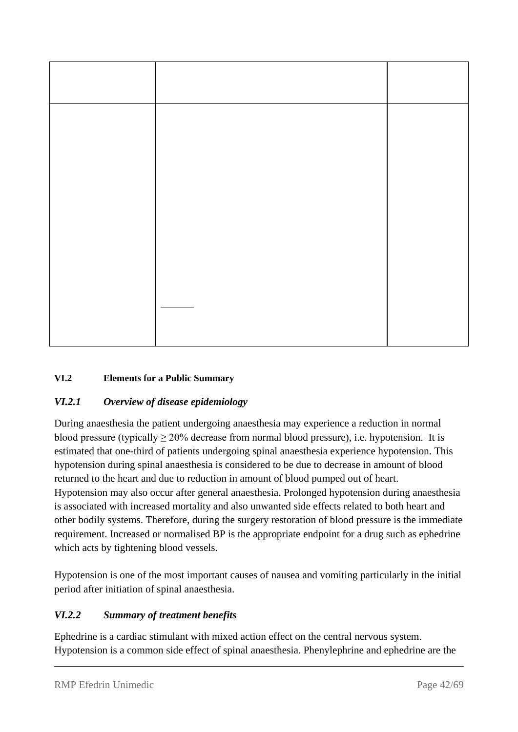| | | |
|---|---|---|
| | | |
| | | |

## VI.2 Elements for a Public Summary

### *VI.2.1 Overview of disease epidemiology*

During anaesthesia the patient undergoing anaesthesia may experience a reduction in normal blood pressure (typically ≥ 20% decrease from normal blood pressure), i.e. hypotension. It is estimated that one-third of patients undergoing spinal anaesthesia experience hypotension. This hypotension during spinal anaesthesia is considered to be due to decrease in amount of blood returned to the heart and due to reduction in amount of blood pumped out of heart. Hypotension may also occur after general anaesthesia. Prolonged hypotension during anaesthesia is associated with increased mortality and also unwanted side effects related to both heart and other bodily systems. Therefore, during the surgery restoration of blood pressure is the immediate requirement. Increased or normalised BP is the appropriate endpoint for a drug such as ephedrine which acts by tightening blood vessels.

Hypotension is one of the most important causes of nausea and vomiting particularly in the initial period after initiation of spinal anaesthesia.

### *VI.2.2 Summary of treatment benefits*

Ephedrine is a cardiac stimulant with mixed action effect on the central nervous system. Hypotension is a common side effect of spinal anaesthesia. Phenylephrine and ephedrine are the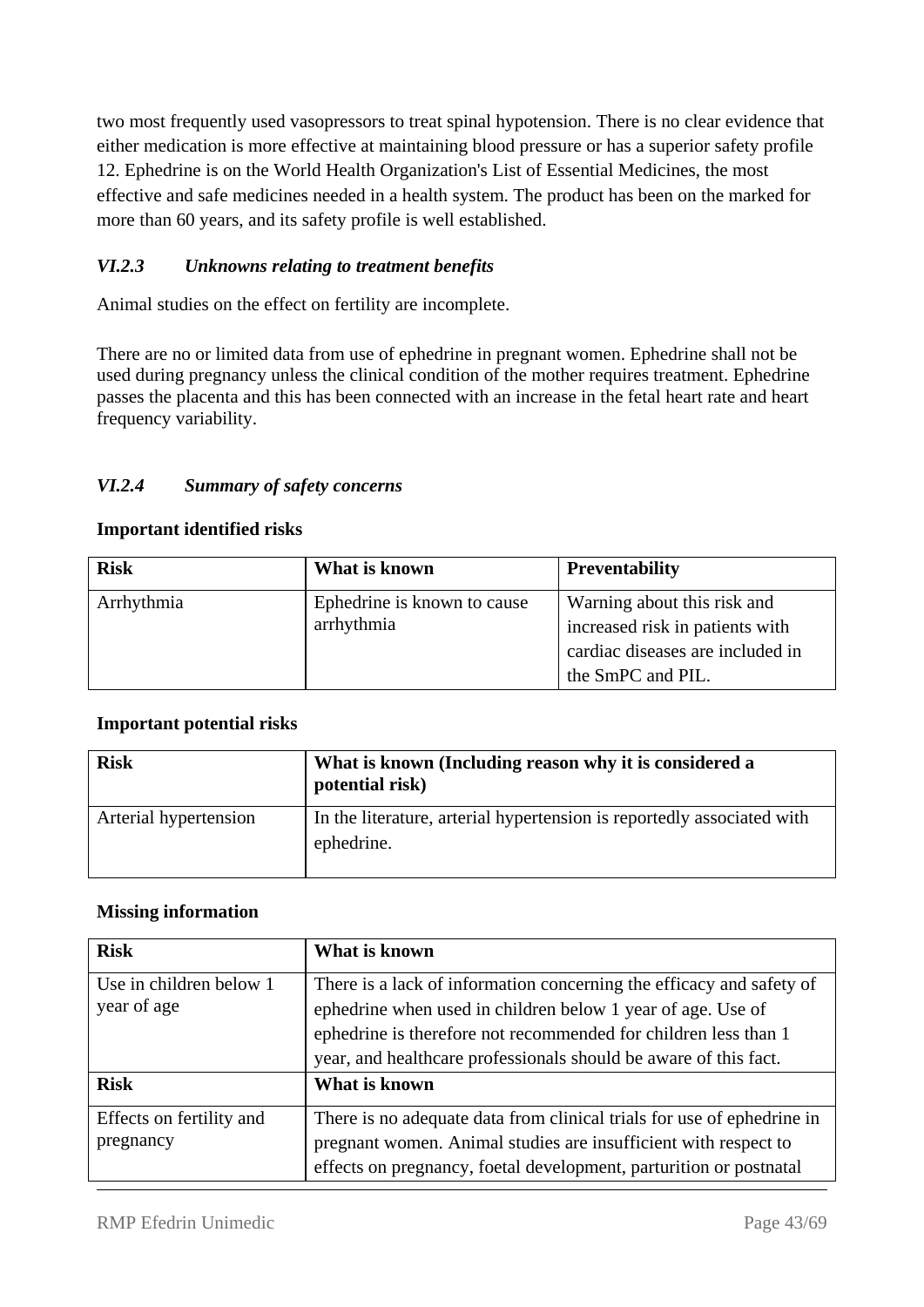two most frequently used vasopressors to treat spinal hypotension. There is no clear evidence that either medication is more effective at maintaining blood pressure or has a superior safety profile 12. Ephedrine is on the World Health Organization's List of Essential Medicines, the most effective and safe medicines needed in a health system. The product has been on the marked for more than 60 years, and its safety profile is well established.

### *VI.2.3 Unknowns relating to treatment benefits*

Animal studies on the effect on fertility are incomplete.

There are no or limited data from use of ephedrine in pregnant women. Ephedrine shall not be used during pregnancy unless the clinical condition of the mother requires treatment. Ephedrine passes the placenta and this has been connected with an increase in the fetal heart rate and heart frequency variability.

### *VI.2.4 Summary of safety concerns*

**Important identified risks**

| Risk | What is known | Preventability |
|---|---|---|
| Arrhythmia | Ephedrine is known to cause arrhythmia | Warning about this risk and increased risk in patients with cardiac diseases are included in the SmPC and PIL. |

**Important potential risks**

| Risk | What is known (Including reason why it is considered a potential risk) |
|---|---|
| Arterial hypertension | In the literature, arterial hypertension is reportedly associated with ephedrine. |

**Missing information**

| Risk | What is known |
|---|---|
| Use in children below 1 year of age | There is a lack of information concerning the efficacy and safety of ephedrine when used in children below 1 year of age. Use of ephedrine is therefore not recommended for children less than 1 year, and healthcare professionals should be aware of this fact. |
| **Risk** | **What is known** |
| Effects on fertility and pregnancy | There is no adequate data from clinical trials for use of ephedrine in pregnant women. Animal studies are insufficient with respect to effects on pregnancy, foetal development, parturition or postnatal |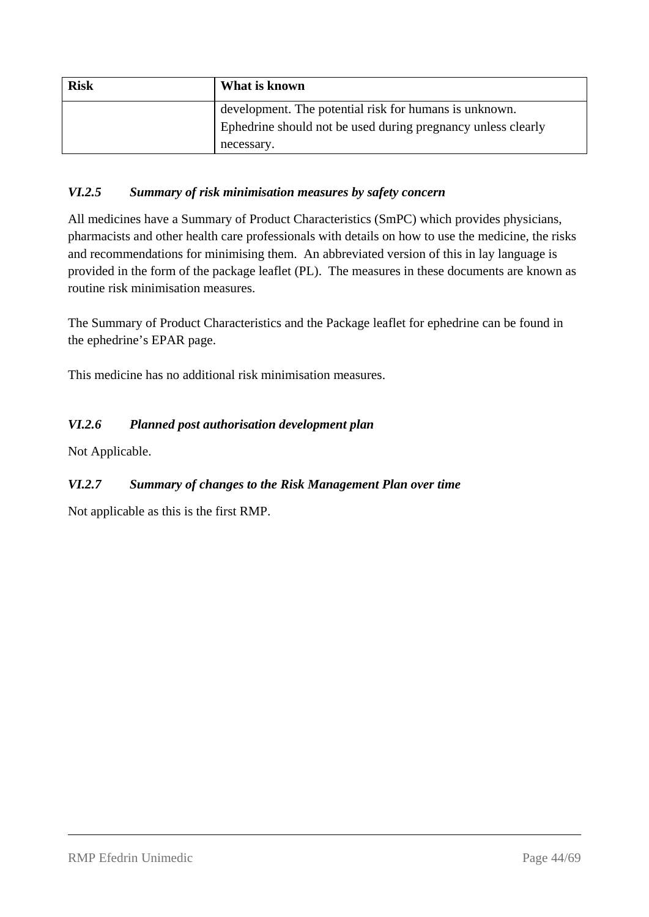| Risk | What is known |
|---|---|
| | development. The potential risk for humans is unknown. Ephedrine should not be used during pregnancy unless clearly necessary. |

### *VI.2.5 Summary of risk minimisation measures by safety concern*

All medicines have a Summary of Product Characteristics (SmPC) which provides physicians, pharmacists and other health care professionals with details on how to use the medicine, the risks and recommendations for minimising them. An abbreviated version of this in lay language is provided in the form of the package leaflet (PL). The measures in these documents are known as routine risk minimisation measures.

The Summary of Product Characteristics and the Package leaflet for ephedrine can be found in the ephedrine's EPAR page.

This medicine has no additional risk minimisation measures.

### *VI.2.6 Planned post authorisation development plan*

Not Applicable.

### *VI.2.7 Summary of changes to the Risk Management Plan over time*

Not applicable as this is the first RMP.